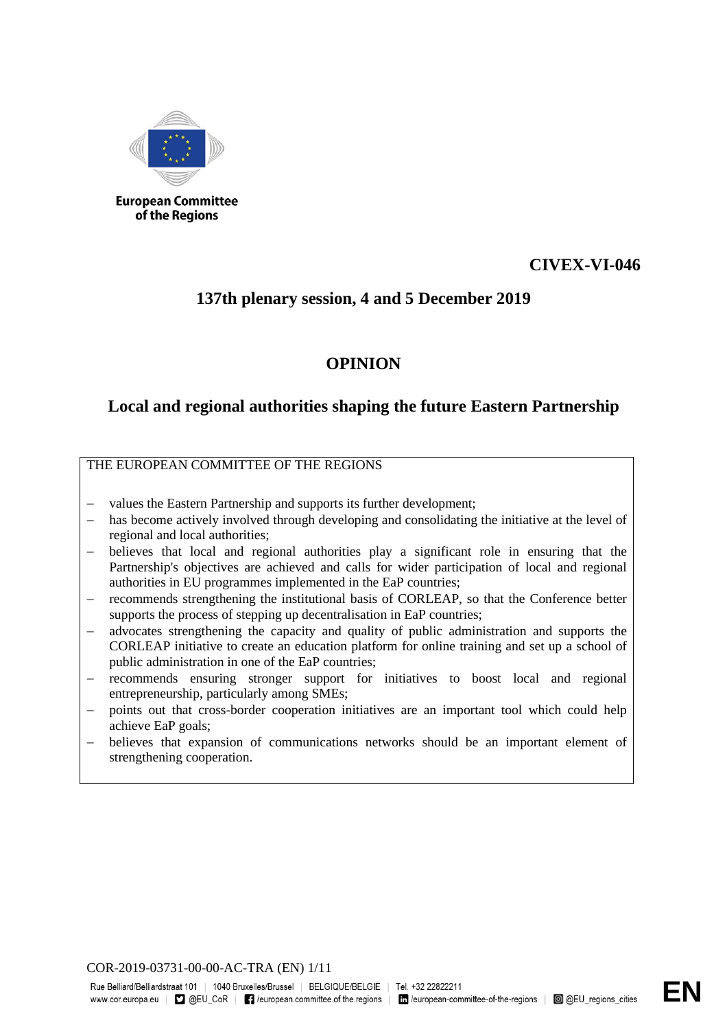European Committee of the Regions

**CIVEX-VI-046**

## 137th plenary session, 4 and 5 December 2019

# OPINION

## Local and regional authorities shaping the future Eastern Partnership

THE EUROPEAN COMMITTEE OF THE REGIONS

- values the Eastern Partnership and supports its further development;
- has become actively involved through developing and consolidating the initiative at the level of regional and local authorities;
- believes that local and regional authorities play a significant role in ensuring that the Partnership's objectives are achieved and calls for wider participation of local and regional authorities in EU programmes implemented in the EaP countries;
- recommends strengthening the institutional basis of CORLEAP, so that the Conference better supports the process of stepping up decentralisation in EaP countries;
- advocates strengthening the capacity and quality of public administration and supports the CORLEAP initiative to create an education platform for online training and set up a school of public administration in one of the EaP countries;
- recommends ensuring stronger support for initiatives to boost local and regional entrepreneurship, particularly among SMEs;
- points out that cross-border cooperation initiatives are an important tool which could help achieve EaP goals;
- believes that expansion of communications networks should be an important element of strengthening cooperation.

COR-2019-03731-00-00-AC-TRA (EN)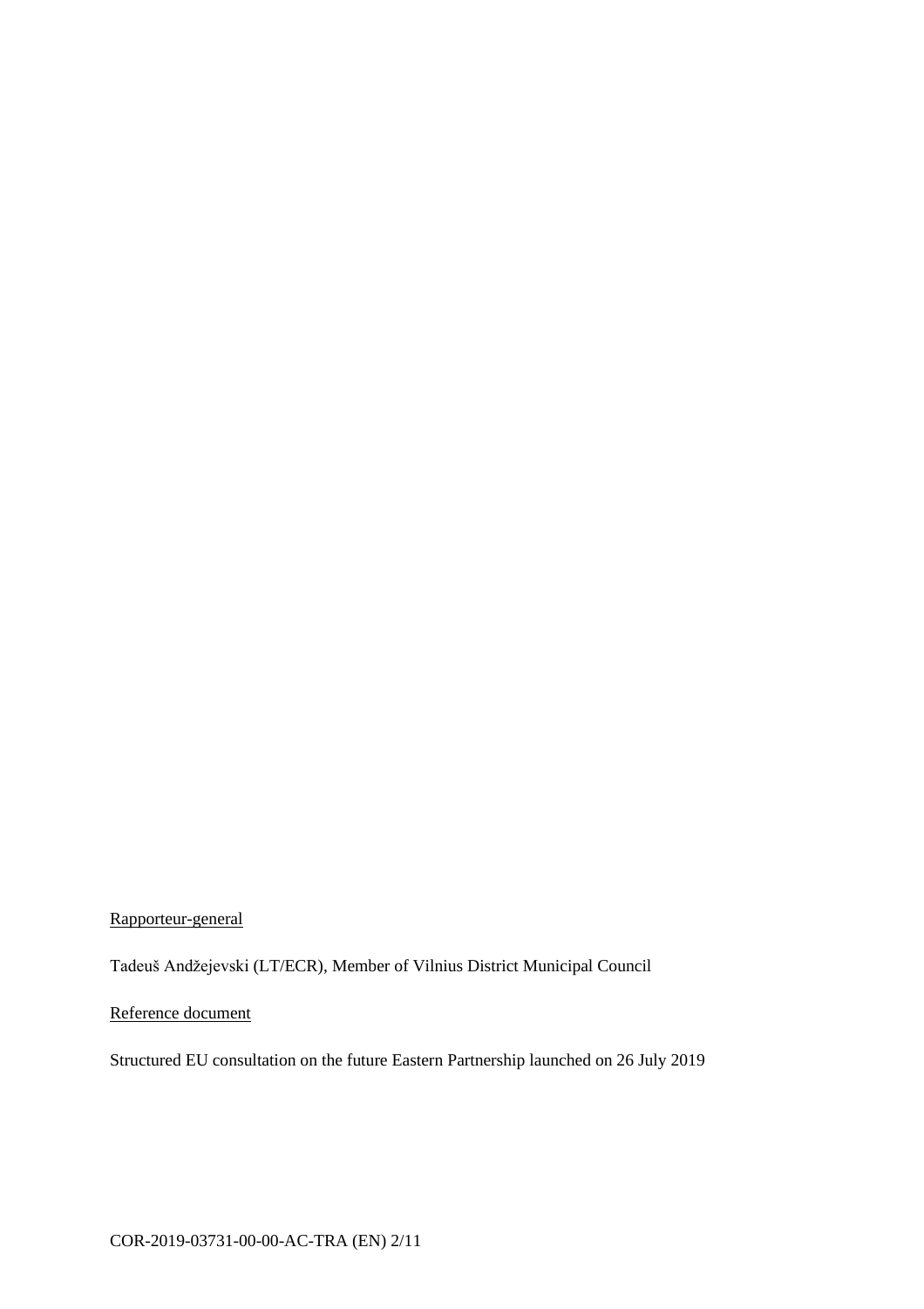<u>Rapporteur-general</u>

Tadeuš Andžejevski (LT/ECR), Member of Vilnius District Municipal Council

<u>Reference document</u>

Structured EU consultation on the future Eastern Partnership launched on 26 July 2019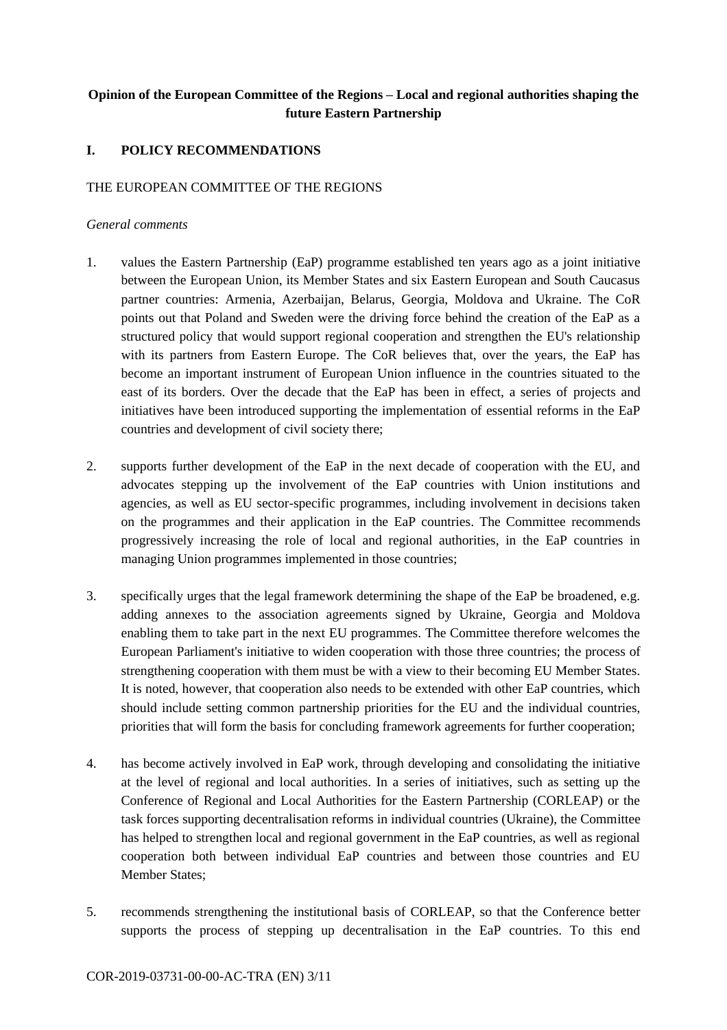**Opinion of the European Committee of the Regions – Local and regional authorities shaping the future Eastern Partnership**

## I. POLICY RECOMMENDATIONS

THE EUROPEAN COMMITTEE OF THE REGIONS

*General comments*

1. values the Eastern Partnership (EaP) programme established ten years ago as a joint initiative between the European Union, its Member States and six Eastern European and South Caucasus partner countries: Armenia, Azerbaijan, Belarus, Georgia, Moldova and Ukraine. The CoR points out that Poland and Sweden were the driving force behind the creation of the EaP as a structured policy that would support regional cooperation and strengthen the EU's relationship with its partners from Eastern Europe. The CoR believes that, over the years, the EaP has become an important instrument of European Union influence in the countries situated to the east of its borders. Over the decade that the EaP has been in effect, a series of projects and initiatives have been introduced supporting the implementation of essential reforms in the EaP countries and development of civil society there;

2. supports further development of the EaP in the next decade of cooperation with the EU, and advocates stepping up the involvement of the EaP countries with Union institutions and agencies, as well as EU sector-specific programmes, including involvement in decisions taken on the programmes and their application in the EaP countries. The Committee recommends progressively increasing the role of local and regional authorities, in the EaP countries in managing Union programmes implemented in those countries;

3. specifically urges that the legal framework determining the shape of the EaP be broadened, e.g. adding annexes to the association agreements signed by Ukraine, Georgia and Moldova enabling them to take part in the next EU programmes. The Committee therefore welcomes the European Parliament's initiative to widen cooperation with those three countries; the process of strengthening cooperation with them must be with a view to their becoming EU Member States. It is noted, however, that cooperation also needs to be extended with other EaP countries, which should include setting common partnership priorities for the EU and the individual countries, priorities that will form the basis for concluding framework agreements for further cooperation;

4. has become actively involved in EaP work, through developing and consolidating the initiative at the level of regional and local authorities. In a series of initiatives, such as setting up the Conference of Regional and Local Authorities for the Eastern Partnership (CORLEAP) or the task forces supporting decentralisation reforms in individual countries (Ukraine), the Committee has helped to strengthen local and regional government in the EaP countries, as well as regional cooperation both between individual EaP countries and between those countries and EU Member States;

5. recommends strengthening the institutional basis of CORLEAP, so that the Conference better supports the process of stepping up decentralisation in the EaP countries. To this end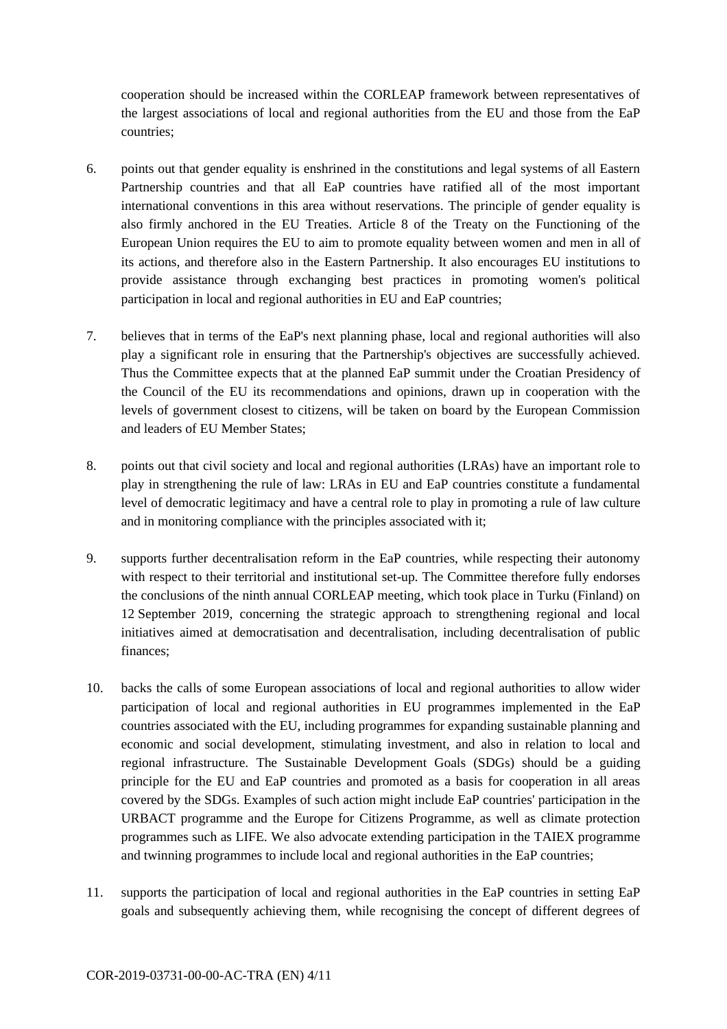cooperation should be increased within the CORLEAP framework between representatives of the largest associations of local and regional authorities from the EU and those from the EaP countries;

6. points out that gender equality is enshrined in the constitutions and legal systems of all Eastern Partnership countries and that all EaP countries have ratified all of the most important international conventions in this area without reservations. The principle of gender equality is also firmly anchored in the EU Treaties. Article 8 of the Treaty on the Functioning of the European Union requires the EU to aim to promote equality between women and men in all of its actions, and therefore also in the Eastern Partnership. It also encourages EU institutions to provide assistance through exchanging best practices in promoting women's political participation in local and regional authorities in EU and EaP countries;

7. believes that in terms of the EaP's next planning phase, local and regional authorities will also play a significant role in ensuring that the Partnership's objectives are successfully achieved. Thus the Committee expects that at the planned EaP summit under the Croatian Presidency of the Council of the EU its recommendations and opinions, drawn up in cooperation with the levels of government closest to citizens, will be taken on board by the European Commission and leaders of EU Member States;

8. points out that civil society and local and regional authorities (LRAs) have an important role to play in strengthening the rule of law: LRAs in EU and EaP countries constitute a fundamental level of democratic legitimacy and have a central role to play in promoting a rule of law culture and in monitoring compliance with the principles associated with it;

9. supports further decentralisation reform in the EaP countries, while respecting their autonomy with respect to their territorial and institutional set-up. The Committee therefore fully endorses the conclusions of the ninth annual CORLEAP meeting, which took place in Turku (Finland) on 12 September 2019, concerning the strategic approach to strengthening regional and local initiatives aimed at democratisation and decentralisation, including decentralisation of public finances;

10. backs the calls of some European associations of local and regional authorities to allow wider participation of local and regional authorities in EU programmes implemented in the EaP countries associated with the EU, including programmes for expanding sustainable planning and economic and social development, stimulating investment, and also in relation to local and regional infrastructure. The Sustainable Development Goals (SDGs) should be a guiding principle for the EU and EaP countries and promoted as a basis for cooperation in all areas covered by the SDGs. Examples of such action might include EaP countries' participation in the URBACT programme and the Europe for Citizens Programme, as well as climate protection programmes such as LIFE. We also advocate extending participation in the TAIEX programme and twinning programmes to include local and regional authorities in the EaP countries;

11. supports the participation of local and regional authorities in the EaP countries in setting EaP goals and subsequently achieving them, while recognising the concept of different degrees of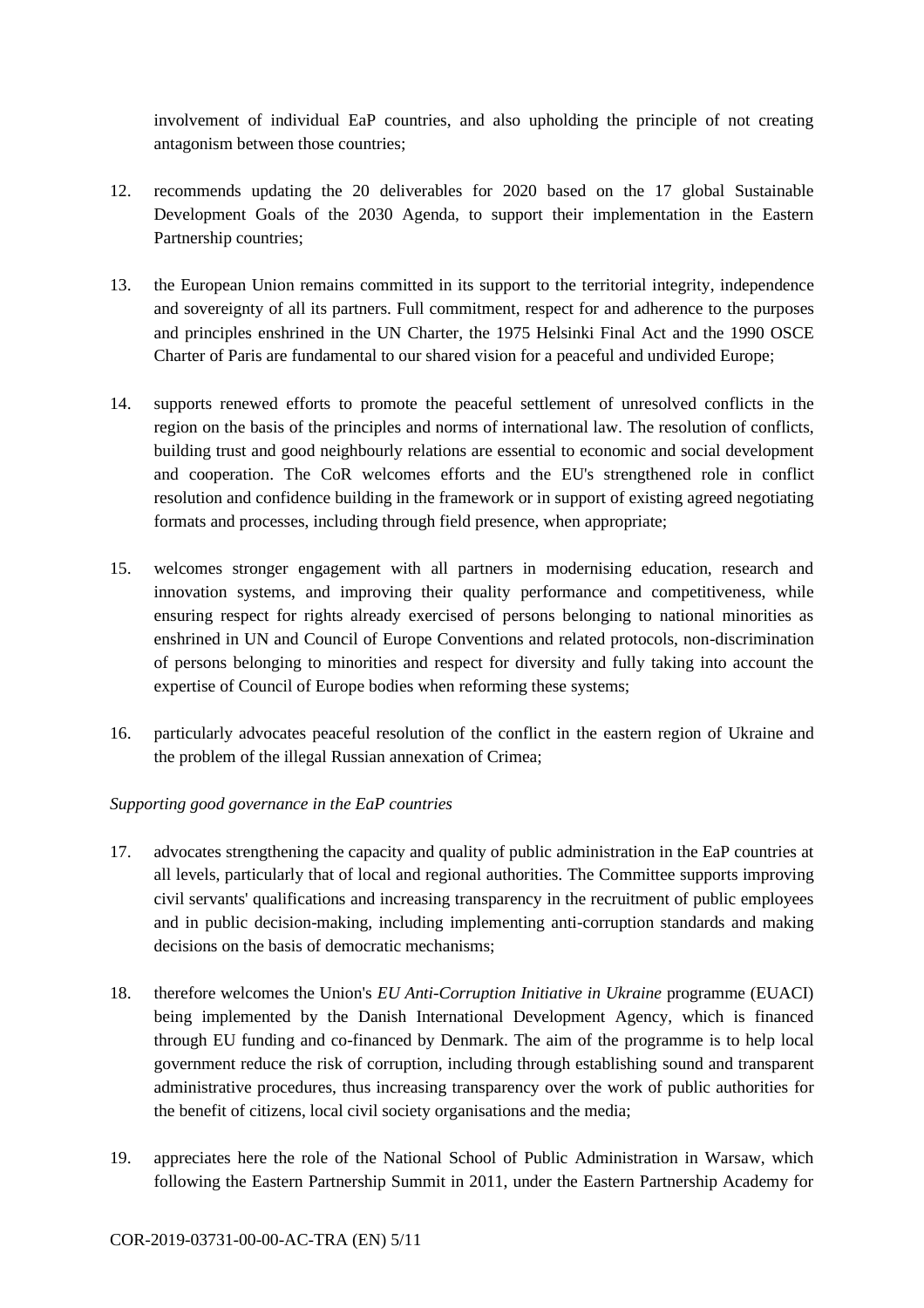involvement of individual EaP countries, and also upholding the principle of not creating antagonism between those countries;

12. recommends updating the 20 deliverables for 2020 based on the 17 global Sustainable Development Goals of the 2030 Agenda, to support their implementation in the Eastern Partnership countries;

13. the European Union remains committed in its support to the territorial integrity, independence and sovereignty of all its partners. Full commitment, respect for and adherence to the purposes and principles enshrined in the UN Charter, the 1975 Helsinki Final Act and the 1990 OSCE Charter of Paris are fundamental to our shared vision for a peaceful and undivided Europe;

14. supports renewed efforts to promote the peaceful settlement of unresolved conflicts in the region on the basis of the principles and norms of international law. The resolution of conflicts, building trust and good neighbourly relations are essential to economic and social development and cooperation. The CoR welcomes efforts and the EU's strengthened role in conflict resolution and confidence building in the framework or in support of existing agreed negotiating formats and processes, including through field presence, when appropriate;

15. welcomes stronger engagement with all partners in modernising education, research and innovation systems, and improving their quality performance and competitiveness, while ensuring respect for rights already exercised of persons belonging to national minorities as enshrined in UN and Council of Europe Conventions and related protocols, non-discrimination of persons belonging to minorities and respect for diversity and fully taking into account the expertise of Council of Europe bodies when reforming these systems;

16. particularly advocates peaceful resolution of the conflict in the eastern region of Ukraine and the problem of the illegal Russian annexation of Crimea;

*Supporting good governance in the EaP countries*

17. advocates strengthening the capacity and quality of public administration in the EaP countries at all levels, particularly that of local and regional authorities. The Committee supports improving civil servants' qualifications and increasing transparency in the recruitment of public employees and in public decision-making, including implementing anti-corruption standards and making decisions on the basis of democratic mechanisms;

18. therefore welcomes the Union's *EU Anti-Corruption Initiative in Ukraine* programme (EUACI) being implemented by the Danish International Development Agency, which is financed through EU funding and co-financed by Denmark. The aim of the programme is to help local government reduce the risk of corruption, including through establishing sound and transparent administrative procedures, thus increasing transparency over the work of public authorities for the benefit of citizens, local civil society organisations and the media;

19. appreciates here the role of the National School of Public Administration in Warsaw, which following the Eastern Partnership Summit in 2011, under the Eastern Partnership Academy for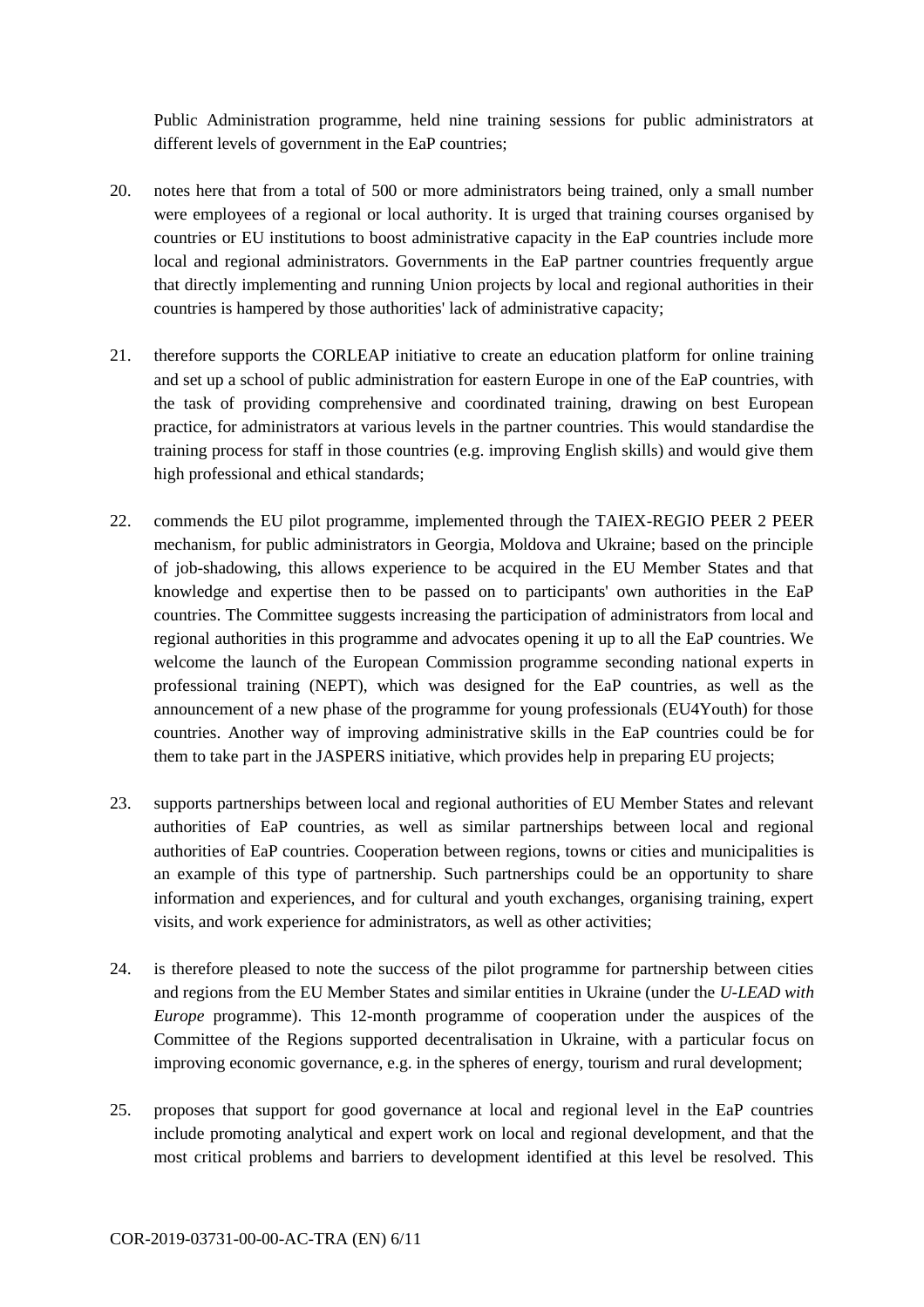Public Administration programme, held nine training sessions for public administrators at different levels of government in the EaP countries;

20. notes here that from a total of 500 or more administrators being trained, only a small number were employees of a regional or local authority. It is urged that training courses organised by countries or EU institutions to boost administrative capacity in the EaP countries include more local and regional administrators. Governments in the EaP partner countries frequently argue that directly implementing and running Union projects by local and regional authorities in their countries is hampered by those authorities' lack of administrative capacity;

21. therefore supports the CORLEAP initiative to create an education platform for online training and set up a school of public administration for eastern Europe in one of the EaP countries, with the task of providing comprehensive and coordinated training, drawing on best European practice, for administrators at various levels in the partner countries. This would standardise the training process for staff in those countries (e.g. improving English skills) and would give them high professional and ethical standards;

22. commends the EU pilot programme, implemented through the TAIEX-REGIO PEER 2 PEER mechanism, for public administrators in Georgia, Moldova and Ukraine; based on the principle of job-shadowing, this allows experience to be acquired in the EU Member States and that knowledge and expertise then to be passed on to participants' own authorities in the EaP countries. The Committee suggests increasing the participation of administrators from local and regional authorities in this programme and advocates opening it up to all the EaP countries. We welcome the launch of the European Commission programme seconding national experts in professional training (NEPT), which was designed for the EaP countries, as well as the announcement of a new phase of the programme for young professionals (EU4Youth) for those countries. Another way of improving administrative skills in the EaP countries could be for them to take part in the JASPERS initiative, which provides help in preparing EU projects;

23. supports partnerships between local and regional authorities of EU Member States and relevant authorities of EaP countries, as well as similar partnerships between local and regional authorities of EaP countries. Cooperation between regions, towns or cities and municipalities is an example of this type of partnership. Such partnerships could be an opportunity to share information and experiences, and for cultural and youth exchanges, organising training, expert visits, and work experience for administrators, as well as other activities;

24. is therefore pleased to note the success of the pilot programme for partnership between cities and regions from the EU Member States and similar entities in Ukraine (under the *U-LEAD with Europe* programme). This 12-month programme of cooperation under the auspices of the Committee of the Regions supported decentralisation in Ukraine, with a particular focus on improving economic governance, e.g. in the spheres of energy, tourism and rural development;

25. proposes that support for good governance at local and regional level in the EaP countries include promoting analytical and expert work on local and regional development, and that the most critical problems and barriers to development identified at this level be resolved. This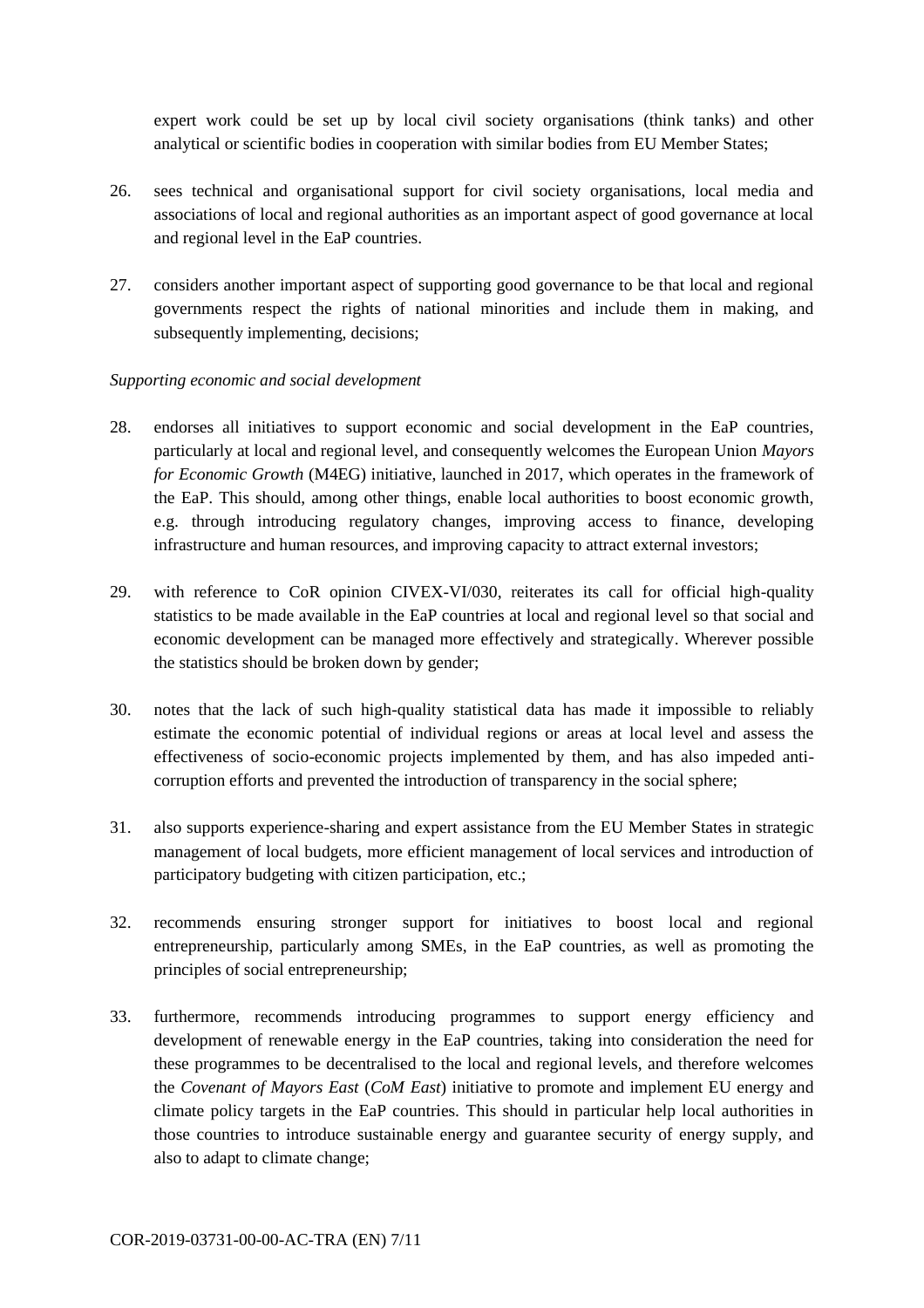expert work could be set up by local civil society organisations (think tanks) and other analytical or scientific bodies in cooperation with similar bodies from EU Member States;

26. sees technical and organisational support for civil society organisations, local media and associations of local and regional authorities as an important aspect of good governance at local and regional level in the EaP countries.

27. considers another important aspect of supporting good governance to be that local and regional governments respect the rights of national minorities and include them in making, and subsequently implementing, decisions;

*Supporting economic and social development*

28. endorses all initiatives to support economic and social development in the EaP countries, particularly at local and regional level, and consequently welcomes the European Union *Mayors for Economic Growth* (M4EG) initiative, launched in 2017, which operates in the framework of the EaP. This should, among other things, enable local authorities to boost economic growth, e.g. through introducing regulatory changes, improving access to finance, developing infrastructure and human resources, and improving capacity to attract external investors;

29. with reference to CoR opinion CIVEX-VI/030, reiterates its call for official high-quality statistics to be made available in the EaP countries at local and regional level so that social and economic development can be managed more effectively and strategically. Wherever possible the statistics should be broken down by gender;

30. notes that the lack of such high-quality statistical data has made it impossible to reliably estimate the economic potential of individual regions or areas at local level and assess the effectiveness of socio-economic projects implemented by them, and has also impeded anti-corruption efforts and prevented the introduction of transparency in the social sphere;

31. also supports experience-sharing and expert assistance from the EU Member States in strategic management of local budgets, more efficient management of local services and introduction of participatory budgeting with citizen participation, etc.;

32. recommends ensuring stronger support for initiatives to boost local and regional entrepreneurship, particularly among SMEs, in the EaP countries, as well as promoting the principles of social entrepreneurship;

33. furthermore, recommends introducing programmes to support energy efficiency and development of renewable energy in the EaP countries, taking into consideration the need for these programmes to be decentralised to the local and regional levels, and therefore welcomes the *Covenant of Mayors East* (*CoM East*) initiative to promote and implement EU energy and climate policy targets in the EaP countries. This should in particular help local authorities in those countries to introduce sustainable energy and guarantee security of energy supply, and also to adapt to climate change;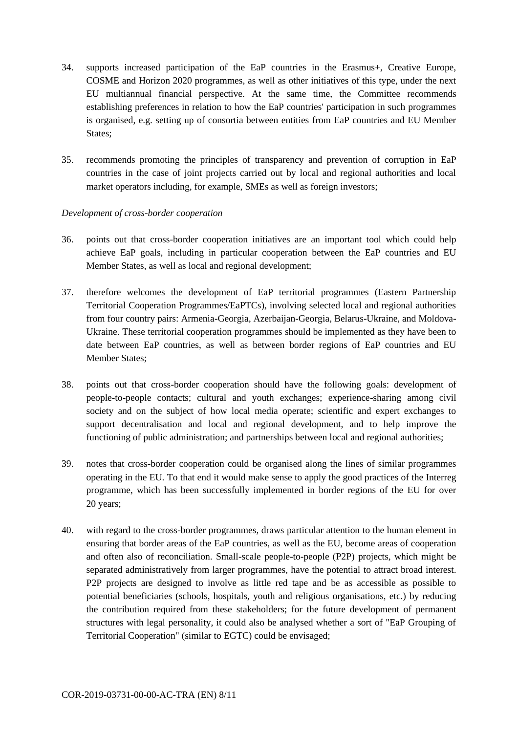34. supports increased participation of the EaP countries in the Erasmus+, Creative Europe, COSME and Horizon 2020 programmes, as well as other initiatives of this type, under the next EU multiannual financial perspective. At the same time, the Committee recommends establishing preferences in relation to how the EaP countries' participation in such programmes is organised, e.g. setting up of consortia between entities from EaP countries and EU Member States;

35. recommends promoting the principles of transparency and prevention of corruption in EaP countries in the case of joint projects carried out by local and regional authorities and local market operators including, for example, SMEs as well as foreign investors;

*Development of cross-border cooperation*

36. points out that cross-border cooperation initiatives are an important tool which could help achieve EaP goals, including in particular cooperation between the EaP countries and EU Member States, as well as local and regional development;

37. therefore welcomes the development of EaP territorial programmes (Eastern Partnership Territorial Cooperation Programmes/EaPTCs), involving selected local and regional authorities from four country pairs: Armenia-Georgia, Azerbaijan-Georgia, Belarus-Ukraine, and Moldova-Ukraine. These territorial cooperation programmes should be implemented as they have been to date between EaP countries, as well as between border regions of EaP countries and EU Member States;

38. points out that cross-border cooperation should have the following goals: development of people-to-people contacts; cultural and youth exchanges; experience-sharing among civil society and on the subject of how local media operate; scientific and expert exchanges to support decentralisation and local and regional development, and to help improve the functioning of public administration; and partnerships between local and regional authorities;

39. notes that cross-border cooperation could be organised along the lines of similar programmes operating in the EU. To that end it would make sense to apply the good practices of the Interreg programme, which has been successfully implemented in border regions of the EU for over 20 years;

40. with regard to the cross-border programmes, draws particular attention to the human element in ensuring that border areas of the EaP countries, as well as the EU, become areas of cooperation and often also of reconciliation. Small-scale people-to-people (P2P) projects, which might be separated administratively from larger programmes, have the potential to attract broad interest. P2P projects are designed to involve as little red tape and be as accessible as possible to potential beneficiaries (schools, hospitals, youth and religious organisations, etc.) by reducing the contribution required from these stakeholders; for the future development of permanent structures with legal personality, it could also be analysed whether a sort of "EaP Grouping of Territorial Cooperation" (similar to EGTC) could be envisaged;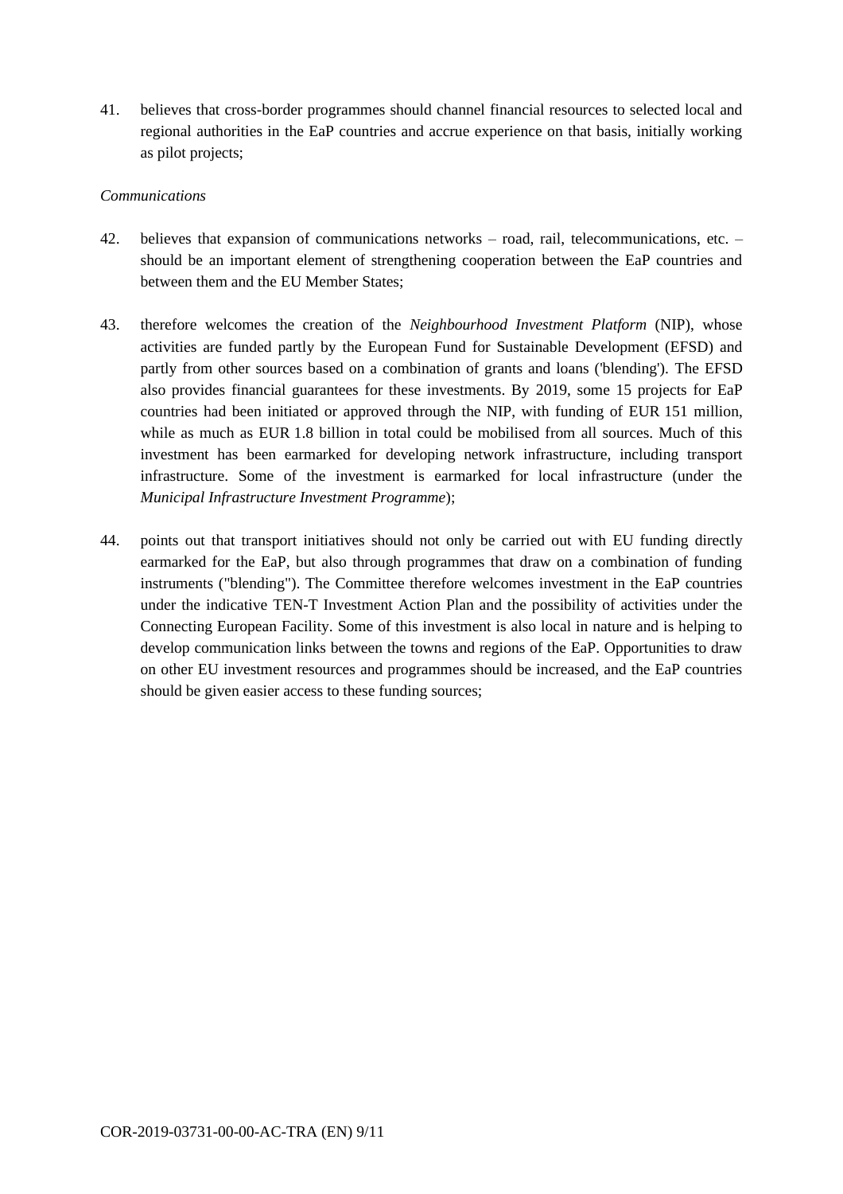41. believes that cross-border programmes should channel financial resources to selected local and regional authorities in the EaP countries and accrue experience on that basis, initially working as pilot projects;

*Communications*

42. believes that expansion of communications networks – road, rail, telecommunications, etc. – should be an important element of strengthening cooperation between the EaP countries and between them and the EU Member States;

43. therefore welcomes the creation of the *Neighbourhood Investment Platform* (NIP), whose activities are funded partly by the European Fund for Sustainable Development (EFSD) and partly from other sources based on a combination of grants and loans ('blending'). The EFSD also provides financial guarantees for these investments. By 2019, some 15 projects for EaP countries had been initiated or approved through the NIP, with funding of EUR 151 million, while as much as EUR 1.8 billion in total could be mobilised from all sources. Much of this investment has been earmarked for developing network infrastructure, including transport infrastructure. Some of the investment is earmarked for local infrastructure (under the *Municipal Infrastructure Investment Programme*);

44. points out that transport initiatives should not only be carried out with EU funding directly earmarked for the EaP, but also through programmes that draw on a combination of funding instruments ("blending"). The Committee therefore welcomes investment in the EaP countries under the indicative TEN-T Investment Action Plan and the possibility of activities under the Connecting European Facility. Some of this investment is also local in nature and is helping to develop communication links between the towns and regions of the EaP. Opportunities to draw on other EU investment resources and programmes should be increased, and the EaP countries should be given easier access to these funding sources;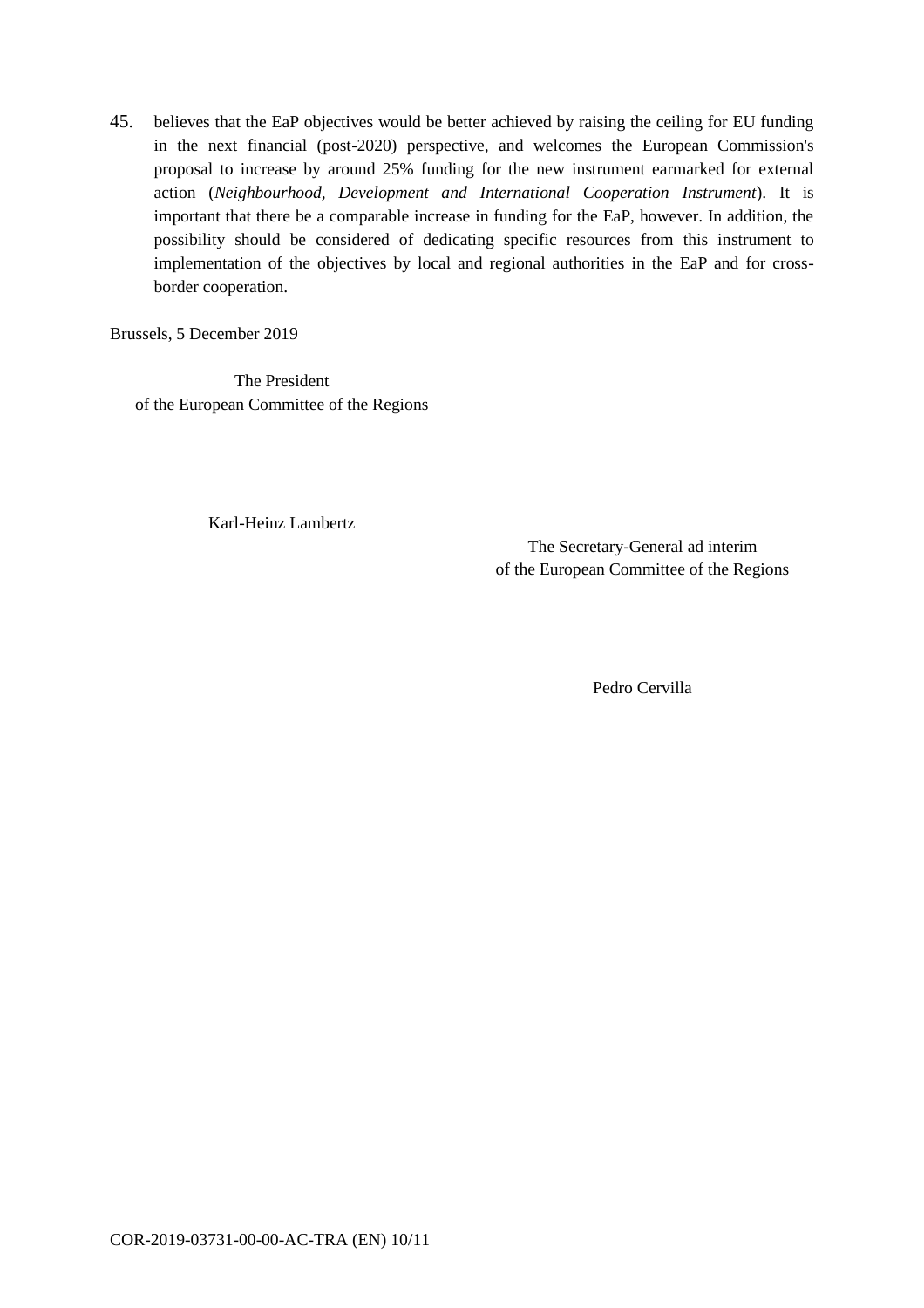45. believes that the EaP objectives would be better achieved by raising the ceiling for EU funding in the next financial (post-2020) perspective, and welcomes the European Commission's proposal to increase by around 25% funding for the new instrument earmarked for external action (*Neighbourhood, Development and International Cooperation Instrument*). It is important that there be a comparable increase in funding for the EaP, however. In addition, the possibility should be considered of dedicating specific resources from this instrument to implementation of the objectives by local and regional authorities in the EaP and for cross-border cooperation.

Brussels, 5 December 2019

The President
of the European Committee of the Regions

Karl-Heinz Lambertz

The Secretary-General ad interim
of the European Committee of the Regions

Pedro Cervilla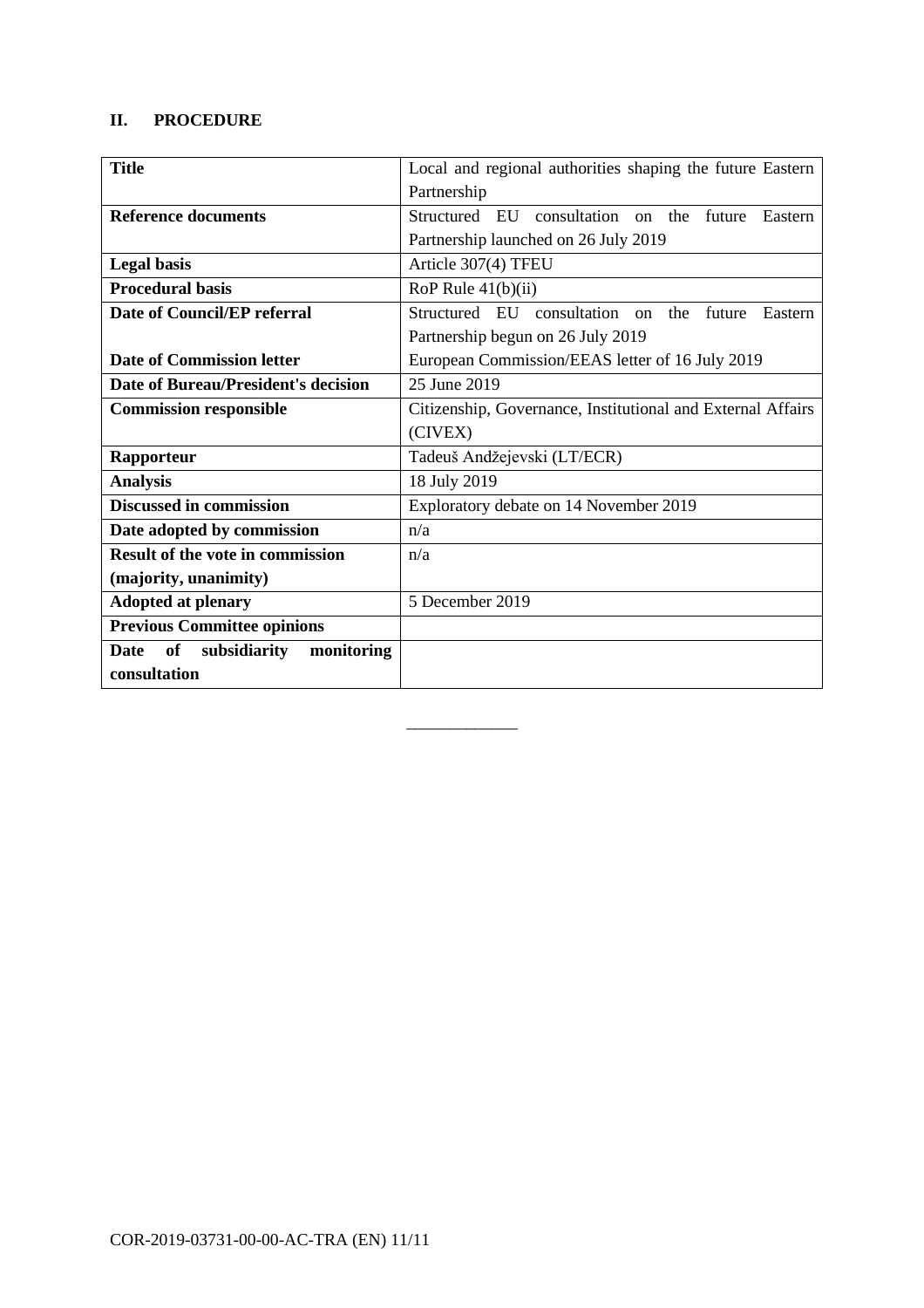## II. PROCEDURE

| | |
|---|---|
| **Title** | Local and regional authorities shaping the future Eastern Partnership |
| **Reference documents** | Structured EU consultation on the future Eastern Partnership launched on 26 July 2019 |
| **Legal basis** | Article 307(4) TFEU |
| **Procedural basis** | RoP Rule 41(b)(ii) |
| **Date of Council/EP referral**<br><br>**Date of Commission letter** | Structured EU consultation on the future Eastern Partnership begun on 26 July 2019<br>European Commission/EEAS letter of 16 July 2019 |
| **Date of Bureau/President's decision** | 25 June 2019 |
| **Commission responsible** | Citizenship, Governance, Institutional and External Affairs (CIVEX) |
| **Rapporteur** | Tadeuš Andžejevski (LT/ECR) |
| **Analysis** | 18 July 2019 |
| **Discussed in commission** | Exploratory debate on 14 November 2019 |
| **Date adopted by commission** | n/a |
| **Result of the vote in commission (majority, unanimity)** | n/a |
| **Adopted at plenary** | 5 December 2019 |
| **Previous Committee opinions** | |
| **Date of subsidiarity monitoring consultation** | |

_____________